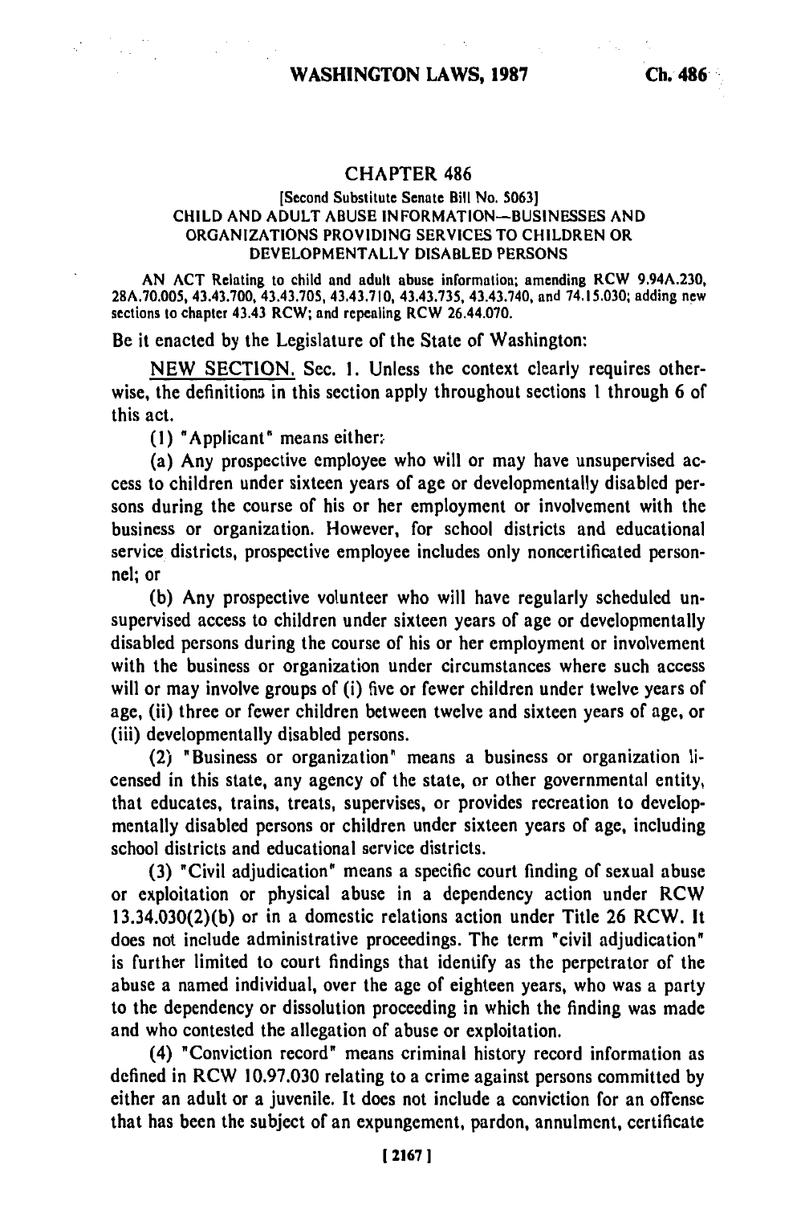## CHAPTER 486

[Second Substitute Senate Bill No. 5063]

CHILD AND ADULT ABUSE INFORMATION—BUSINESSES AND ORGANIZATIONS PROVIDING SERVICES TO CHILDREN OR DEVELOPMENTALLY DISABLED PERSONS

AN ACT Relating to child and adult abuse information; amending RCW 9.94A.230, 28A.70.005, 43.43.700, 43.43.705, 43.43.710, 43.43.735, 43.43.740, and 74.15.030; adding new sections to chapter 43.43 RCW; and repealing RCW 26.44.070.

Be it enacted by the Legislature of the State of Washington:

NEW SECTION. Sec. 1. Unless the context clearly requires otherwise, the definitions in this section apply throughout sections 1 through 6 of this act.

(1) "Applicant" means either:

(a) Any prospective employee who will or may have unsupervised access to children under sixteen years of age or developmentally disabled persons during the course of his or her employment or involvement with the business or organization. However, for school districts and educational service districts, prospective employee includes only noncertificated personnel; or

(b) Any prospective volunteer who will have regularly scheduled unsupervised access to children under sixteen years of age or developmentally disabled persons during the course of his or her employment or involvement with the business or organization under circumstances where such access will or may involve groups of (i) five or fewer children under twelve years of age, (ii) three or fewer children between twelve and sixteen years of age, or (iii) developmentally disabled persons.

(2) "Business or organization" means a business or organization licensed in this state, any agency of the state, or other governmental entity, that educates, trains, treats, supervises, or provides recreation to developmentally disabled persons or children under sixteen years of age, including school districts and educational service districts.

(3) "Civil adjudication" means a specific court finding of sexual abuse or exploitation or physical abuse in a dependency action under RCW 13.34.030(2)(b) or in a domestic relations action under Title 26 RCW. It does not include administrative proceedings. The term "civil adjudication" is further limited to court findings that identify as the perpetrator of the abuse a named individual, over the age of eighteen years, who was a party to the dependency or dissolution proceeding in which the finding was made and who contested the allegation of abuse or exploitation.

(4) "Conviction record" means criminal history record information as defined in RCW 10.97.030 relating to a crime against persons committed by either an adult or a juvenile. It does not include a conviction for an offense that has been the subject of an expungement, pardon, annulment, certificate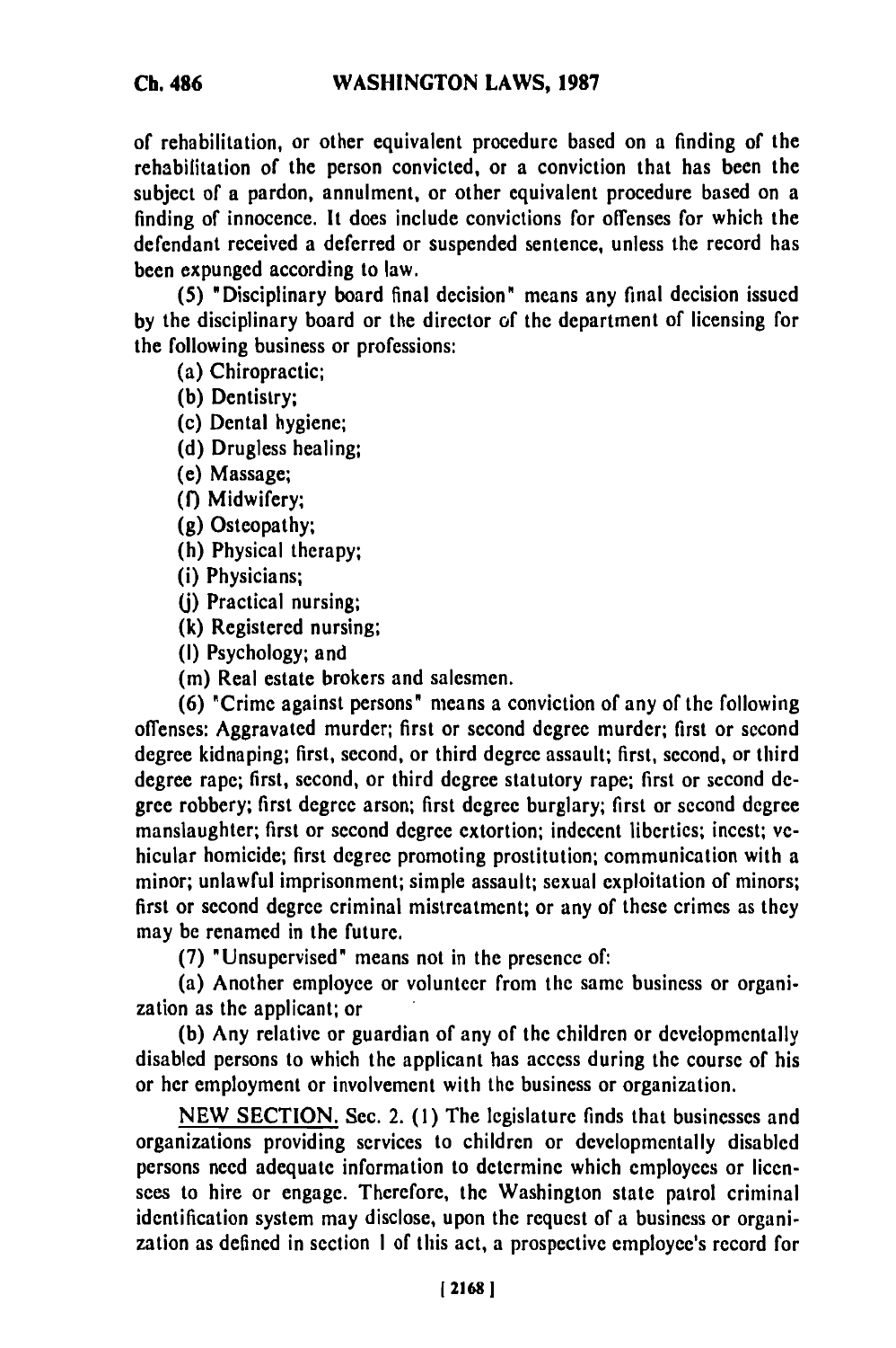of rehabilitation, or other equivalent procedure based on a finding of the rehabilitation of the person convicted, or a conviction that has been the subject of a pardon, annulment, or other equivalent procedure based on a finding of innocence. It does include convictions for offenses for which the defendant received a deferred or suspended sentence, unless the record has been expunged according to law.

(5) "Disciplinary board final decision" means any final decision issued by the disciplinary board or the director of the department of licensing for the following business or professions:

(a) Chiropractic;

(b) Dentistry;

(c) Dental hygiene;

(d) Drugless healing;

(e) Massage;

(f) Midwifery;

(g) Osteopathy;

(h) Physical therapy;

(i) Physicians;

(j) Practical nursing;

(k) Registered nursing;

(l) Psychology; and

(m) Real estate brokers and salesmen.

(6) "Crime against persons" means a conviction of any of the following offenses: Aggravated murder; first or second degree murder; first or second degree kidnaping; first, second, or third degree assault; first, second, or third degree rape; first, second, or third degree statutory rape; first or second degree robbery; first degree arson; first degree burglary; first or second degree manslaughter; first or second degree extortion; indecent liberties; incest; vehicular homicide; first degree promoting prostitution; communication with a minor; unlawful imprisonment; simple assault; sexual exploitation of minors; first or second degree criminal mistreatment; or any of these crimes as they may be renamed in the future.

(7) "Unsupervised" means not in the presence of:

(a) Another employee or volunteer from the same business or organization as the applicant; or

(b) Any relative or guardian of any of the children or developmentally disabled persons to which the applicant has access during the course of his or her employment or involvement with the business or organization.

NEW SECTION. Sec. 2. (1) The legislature finds that businesses and organizations providing services to children or developmentally disabled persons need adequate information to determine which employees or licensees to hire or engage. Therefore, the Washington state patrol criminal identification system may disclose, upon the request of a business or organization as defined in section 1 of this act, a prospective employee's record for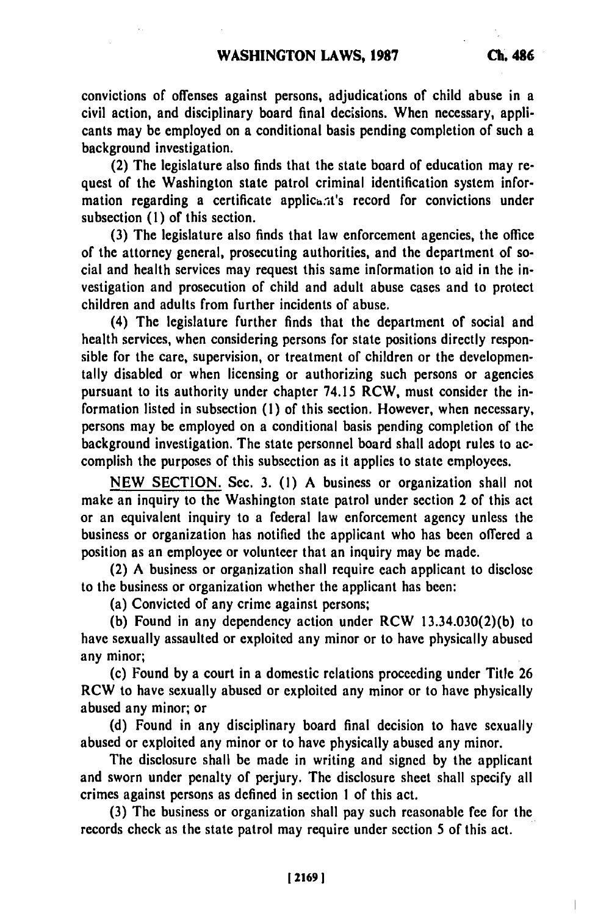convictions of offenses against persons, adjudications of child abuse in a civil action, and disciplinary board final decisions. When necessary, applicants may be employed on a conditional basis pending completion of such a background investigation.

(2) The legislature also finds that the state board of education may request of the Washington state patrol criminal identification system information regarding a certificate applicant's record for convictions under subsection (1) of this section.

(3) The legislature also finds that law enforcement agencies, the office of the attorney general, prosecuting authorities, and the department of social and health services may request this same information to aid in the investigation and prosecution of child and adult abuse cases and to protect children and adults from further incidents of abuse.

(4) The legislature further finds that the department of social and health services, when considering persons for state positions directly responsible for the care, supervision, or treatment of children or the developmentally disabled or when licensing or authorizing such persons or agencies pursuant to its authority under chapter 74.15 RCW, must consider the information listed in subsection (1) of this section. However, when necessary, persons may be employed on a conditional basis pending completion of the background investigation. The state personnel board shall adopt rules to accomplish the purposes of this subsection as it applies to state employees.

NEW SECTION. Sec. 3. (1) A business or organization shall not make an inquiry to the Washington state patrol under section 2 of this act or an equivalent inquiry to a federal law enforcement agency unless the business or organization has notified the applicant who has been offered a position as an employee or volunteer that an inquiry may be made.

(2) A business or organization shall require each applicant to disclose to the business or organization whether the applicant has been:

(a) Convicted of any crime against persons;

(b) Found in any dependency action under RCW 13.34.030(2)(b) to have sexually assaulted or exploited any minor or to have physically abused any minor;

(c) Found by a court in a domestic relations proceeding under Title 26 RCW to have sexually abused or exploited any minor or to have physically abused any minor; or

(d) Found in any disciplinary board final decision to have sexually abused or exploited any minor or to have physically abused any minor.

The disclosure shall be made in writing and signed by the applicant and sworn under penalty of perjury. The disclosure sheet shall specify all crimes against persons as defined in section 1 of this act.

(3) The business or organization shall pay such reasonable fee for the records check as the state patrol may require under section 5 of this act.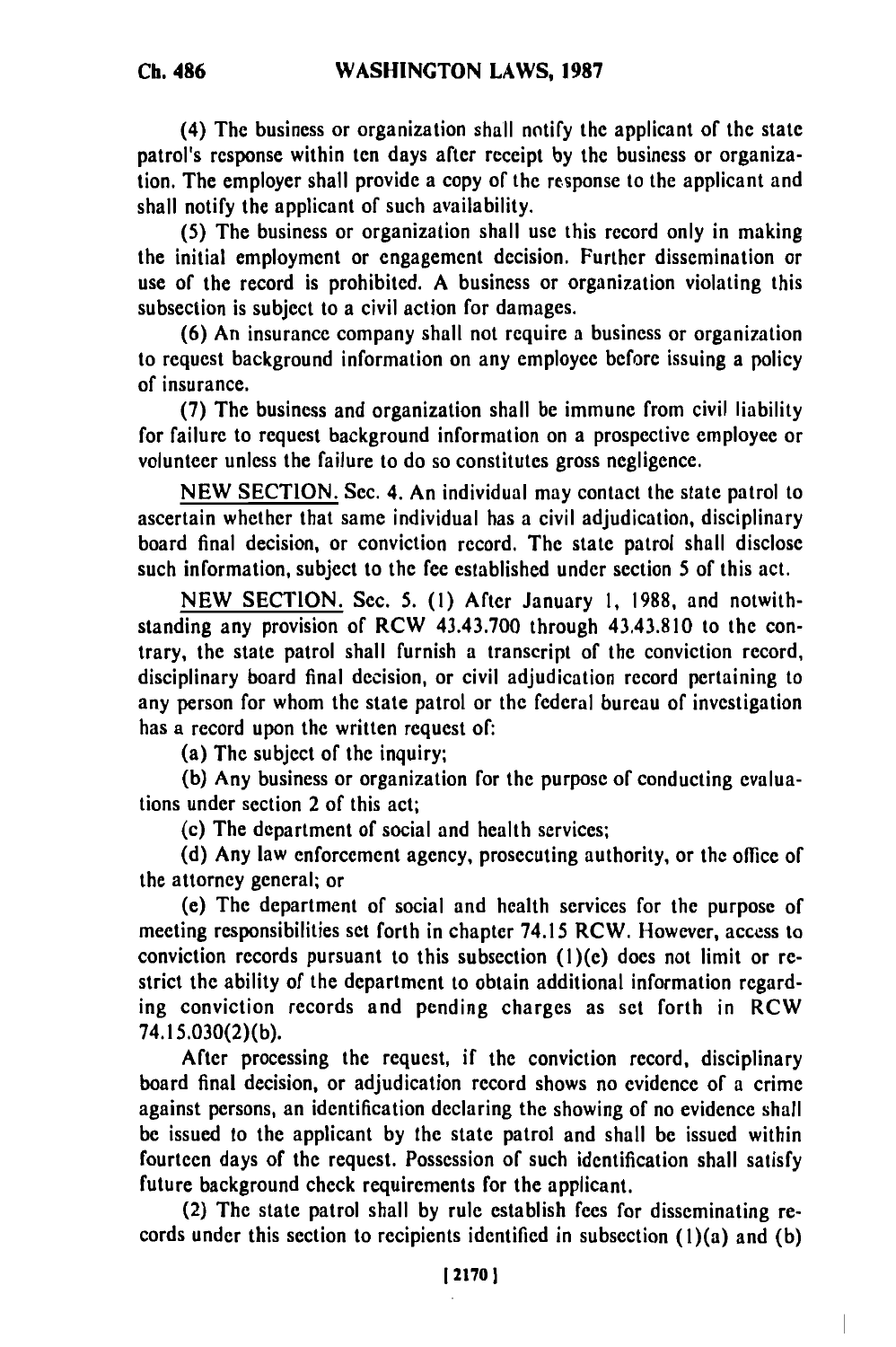(4) The business or organization shall notify the applicant of the state patrol's response within ten days after receipt by the business or organization. The employer shall provide a copy of the response to the applicant and shall notify the applicant of such availability.

(5) The business or organization shall use this record only in making the initial employment or engagement decision. Further dissemination or use of the record is prohibited. A business or organization violating this subsection is subject to a civil action for damages.

(6) An insurance company shall not require a business or organization to request background information on any employee before issuing a policy of insurance.

(7) The business and organization shall be immune from civil liability for failure to request background information on a prospective employee or volunteer unless the failure to do so constitutes gross negligence.

NEW SECTION. Sec. 4. An individual may contact the state patrol to ascertain whether that same individual has a civil adjudication, disciplinary board final decision, or conviction record. The state patrol shall disclose such information, subject to the fee established under section 5 of this act.

NEW SECTION. Sec. 5. (1) After January 1, 1988, and notwithstanding any provision of RCW 43.43.700 through 43.43.810 to the contrary, the state patrol shall furnish a transcript of the conviction record, disciplinary board final decision, or civil adjudication record pertaining to any person for whom the state patrol or the federal bureau of investigation has a record upon the written request of:

(a) The subject of the inquiry;

(b) Any business or organization for the purpose of conducting evaluations under section 2 of this act;

(c) The department of social and health services;

(d) Any law enforcement agency, prosecuting authority, or the office of the attorney general; or

(e) The department of social and health services for the purpose of meeting responsibilities set forth in chapter 74.15 RCW. However, access to conviction records pursuant to this subsection (1)(e) does not limit or restrict the ability of the department to obtain additional information regarding conviction records and pending charges as set forth in RCW 74.15.030(2)(b).

After processing the request, if the conviction record, disciplinary board final decision, or adjudication record shows no evidence of a crime against persons, an identification declaring the showing of no evidence shall be issued to the applicant by the state patrol and shall be issued within fourteen days of the request. Possession of such identification shall satisfy future background check requirements for the applicant.

(2) The state patrol shall by rule establish fees for disseminating records under this section to recipients identified in subsection (1)(a) and (b)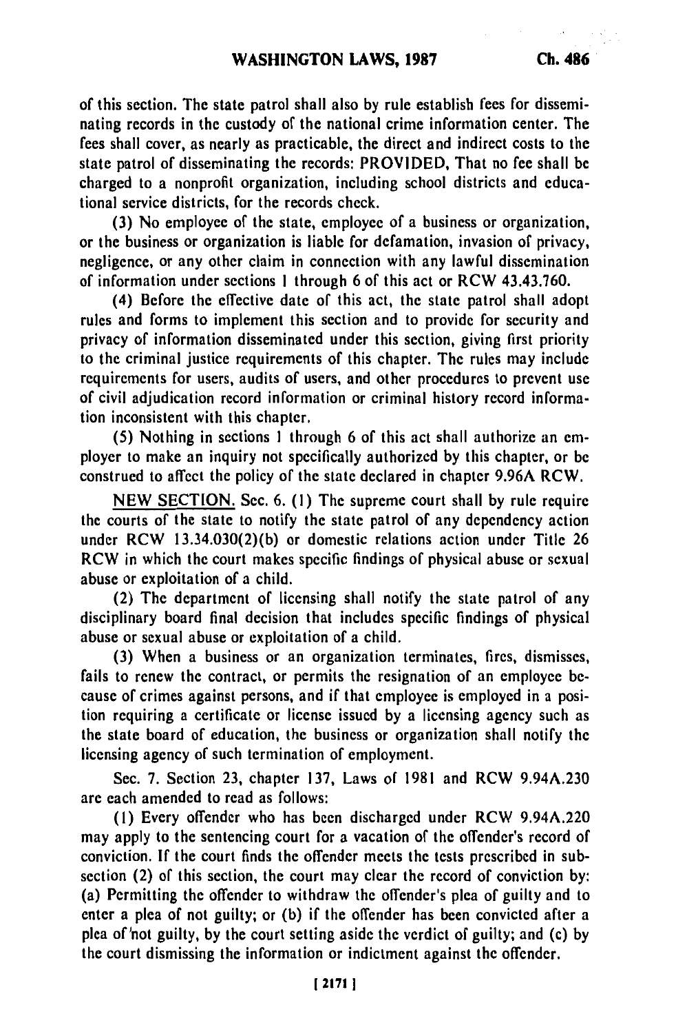of this section. The state patrol shall also by rule establish fees for disseminating records in the custody of the national crime information center. The fees shall cover, as nearly as practicable, the direct and indirect costs to the state patrol of disseminating the records: PROVIDED, That no fee shall be charged to a nonprofit organization, including school districts and educational service districts, for the records check.

(3) No employee of the state, employee of a business or organization, or the business or organization is liable for defamation, invasion of privacy, negligence, or any other claim in connection with any lawful dissemination of information under sections 1 through 6 of this act or RCW 43.43.760.

(4) Before the effective date of this act, the state patrol shall adopt rules and forms to implement this section and to provide for security and privacy of information disseminated under this section, giving first priority to the criminal justice requirements of this chapter. The rules may include requirements for users, audits of users, and other procedures to prevent use of civil adjudication record information or criminal history record information inconsistent with this chapter.

(5) Nothing in sections 1 through 6 of this act shall authorize an employer to make an inquiry not specifically authorized by this chapter, or be construed to affect the policy of the state declared in chapter 9.96A RCW.

NEW SECTION. Sec. 6. (1) The supreme court shall by rule require the courts of the state to notify the state patrol of any dependency action under RCW 13.34.030(2)(b) or domestic relations action under Title 26 RCW in which the court makes specific findings of physical abuse or sexual abuse or exploitation of a child.

(2) The department of licensing shall notify the state patrol of any disciplinary board final decision that includes specific findings of physical abuse or sexual abuse or exploitation of a child.

(3) When a business or an organization terminates, fires, dismisses, fails to renew the contract, or permits the resignation of an employee because of crimes against persons, and if that employee is employed in a position requiring a certificate or license issued by a licensing agency such as the state board of education, the business or organization shall notify the licensing agency of such termination of employment.

Sec. 7. Section 23, chapter 137, Laws of 1981 and RCW 9.94A.230 are each amended to read as follows:

(1) Every offender who has been discharged under RCW 9.94A.220 may apply to the sentencing court for a vacation of the offender's record of conviction. If the court finds the offender meets the tests prescribed in subsection (2) of this section, the court may clear the record of conviction by: (a) Permitting the offender to withdraw the offender's plea of guilty and to enter a plea of not guilty; or (b) if the offender has been convicted after a plea of not guilty, by the court setting aside the verdict of guilty; and (c) by the court dismissing the information or indictment against the offender.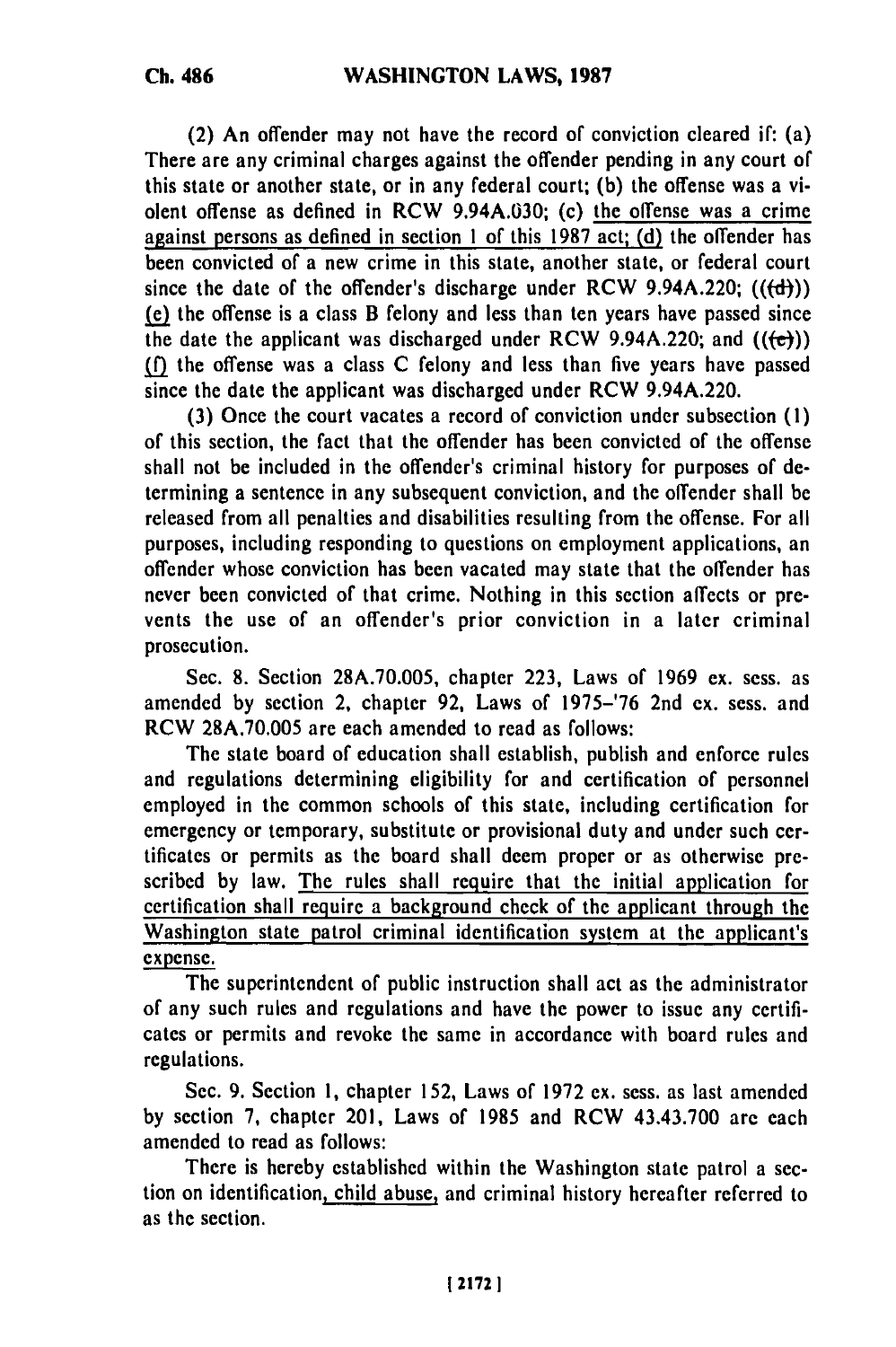(2) An offender may not have the record of conviction cleared if: (a) There are any criminal charges against the offender pending in any court of this state or another state, or in any federal court; (b) the offense was a violent offense as defined in RCW 9.94A.030; (c) the offense was a crime against persons as defined in section 1 of this 1987 act; (d) the offender has been convicted of a new crime in this state, another state, or federal court since the date of the offender's discharge under RCW 9.94A.220; (((d))) (e) the offense is a class B felony and less than ten years have passed since the date the applicant was discharged under RCW 9.94A.220; and (((e))) (f) the offense was a class C felony and less than five years have passed since the date the applicant was discharged under RCW 9.94A.220.

(3) Once the court vacates a record of conviction under subsection (1) of this section, the fact that the offender has been convicted of the offense shall not be included in the offender's criminal history for purposes of determining a sentence in any subsequent conviction, and the offender shall be released from all penalties and disabilities resulting from the offense. For all purposes, including responding to questions on employment applications, an offender whose conviction has been vacated may state that the offender has never been convicted of that crime. Nothing in this section affects or prevents the use of an offender's prior conviction in a later criminal prosecution.

Sec. 8. Section 28A.70.005, chapter 223, Laws of 1969 ex. sess. as amended by section 2, chapter 92, Laws of 1975-'76 2nd ex. sess. and RCW 28A.70.005 are each amended to read as follows:

The state board of education shall establish, publish and enforce rules and regulations determining eligibility for and certification of personnel employed in the common schools of this state, including certification for emergency or temporary, substitute or provisional duty and under such certificates or permits as the board shall deem proper or as otherwise prescribed by law. The rules shall require that the initial application for certification shall require a background check of the applicant through the Washington state patrol criminal identification system at the applicant's expense.

The superintendent of public instruction shall act as the administrator of any such rules and regulations and have the power to issue any certificates or permits and revoke the same in accordance with board rules and regulations.

Sec. 9. Section 1, chapter 152, Laws of 1972 ex. sess. as last amended by section 7, chapter 201, Laws of 1985 and RCW 43.43.700 are each amended to read as follows:

There is hereby established within the Washington state patrol a section on identification, child abuse, and criminal history hereafter referred to as the section.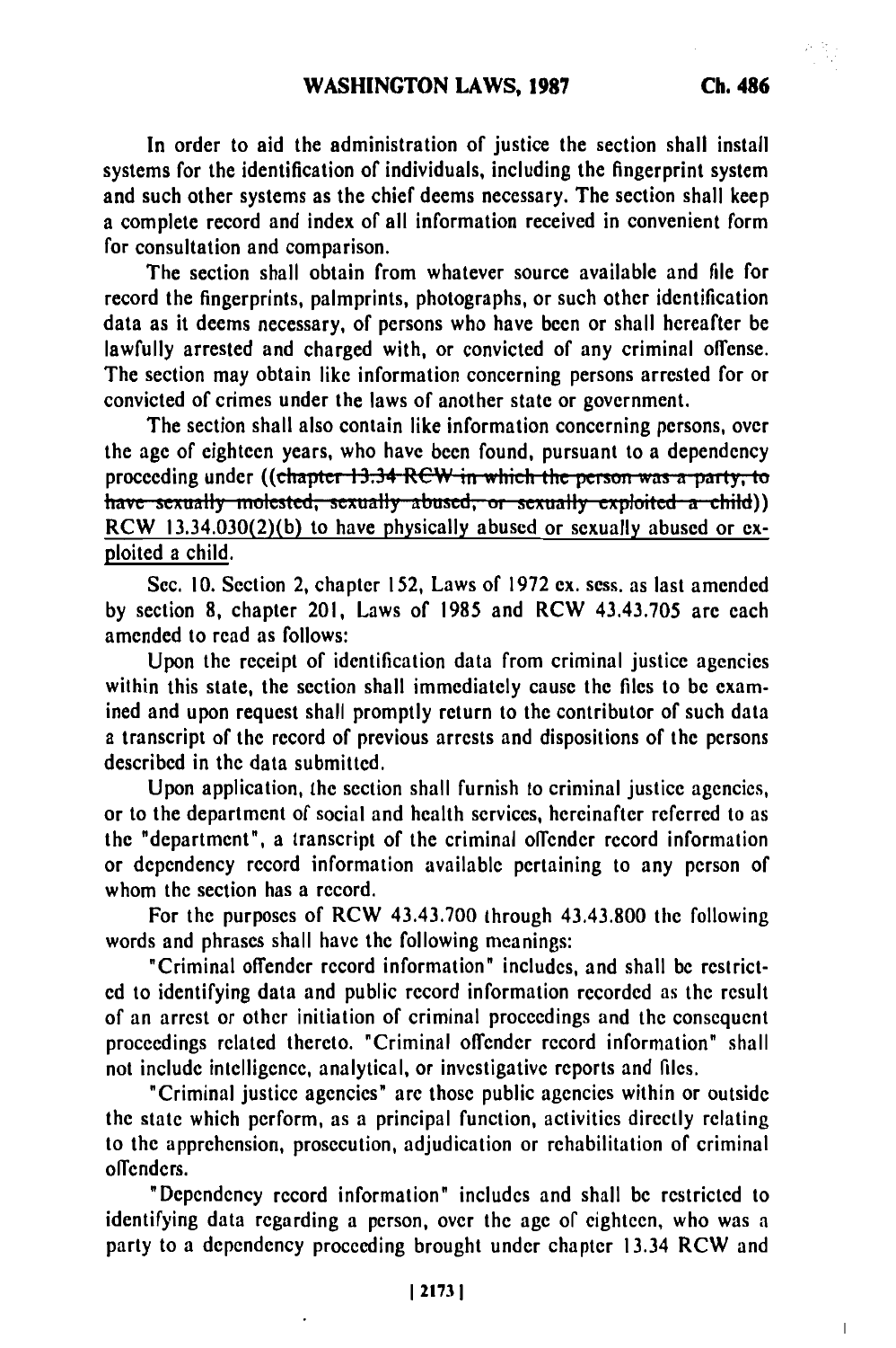In order to aid the administration of justice the section shall install systems for the identification of individuals, including the fingerprint system and such other systems as the chief deems necessary. The section shall keep a complete record and index of all information received in convenient form for consultation and comparison.

The section shall obtain from whatever source available and file for record the fingerprints, palmprints, photographs, or such other identification data as it deems necessary, of persons who have been or shall hereafter be lawfully arrested and charged with, or convicted of any criminal offense. The section may obtain like information concerning persons arrested for or convicted of crimes under the laws of another state or government.

The section shall also contain like information concerning persons, over the age of eighteen years, who have been found, pursuant to a dependency proceeding under ((~~chapter 13.34 RCW in which the person was a party, to have sexually molested, sexually abused, or sexually exploited a child~~)) RCW 13.34.030(2)(b) to have physically abused or sexually abused or exploited a child.

Sec. 10. Section 2, chapter 152, Laws of 1972 ex. sess. as last amended by section 8, chapter 201, Laws of 1985 and RCW 43.43.705 are each amended to read as follows:

Upon the receipt of identification data from criminal justice agencies within this state, the section shall immediately cause the files to be examined and upon request shall promptly return to the contributor of such data a transcript of the record of previous arrests and dispositions of the persons described in the data submitted.

Upon application, the section shall furnish to criminal justice agencies, or to the department of social and health services, hereinafter referred to as the "department", a transcript of the criminal offender record information or dependency record information available pertaining to any person of whom the section has a record.

For the purposes of RCW 43.43.700 through 43.43.800 the following words and phrases shall have the following meanings:

"Criminal offender record information" includes, and shall be restricted to identifying data and public record information recorded as the result of an arrest or other initiation of criminal proceedings and the consequent proceedings related thereto. "Criminal offender record information" shall not include intelligence, analytical, or investigative reports and files.

"Criminal justice agencies" are those public agencies within or outside the state which perform, as a principal function, activities directly relating to the apprehension, prosecution, adjudication or rehabilitation of criminal offenders.

"Dependency record information" includes and shall be restricted to identifying data regarding a person, over the age of eighteen, who was a party to a dependency proceeding brought under chapter 13.34 RCW and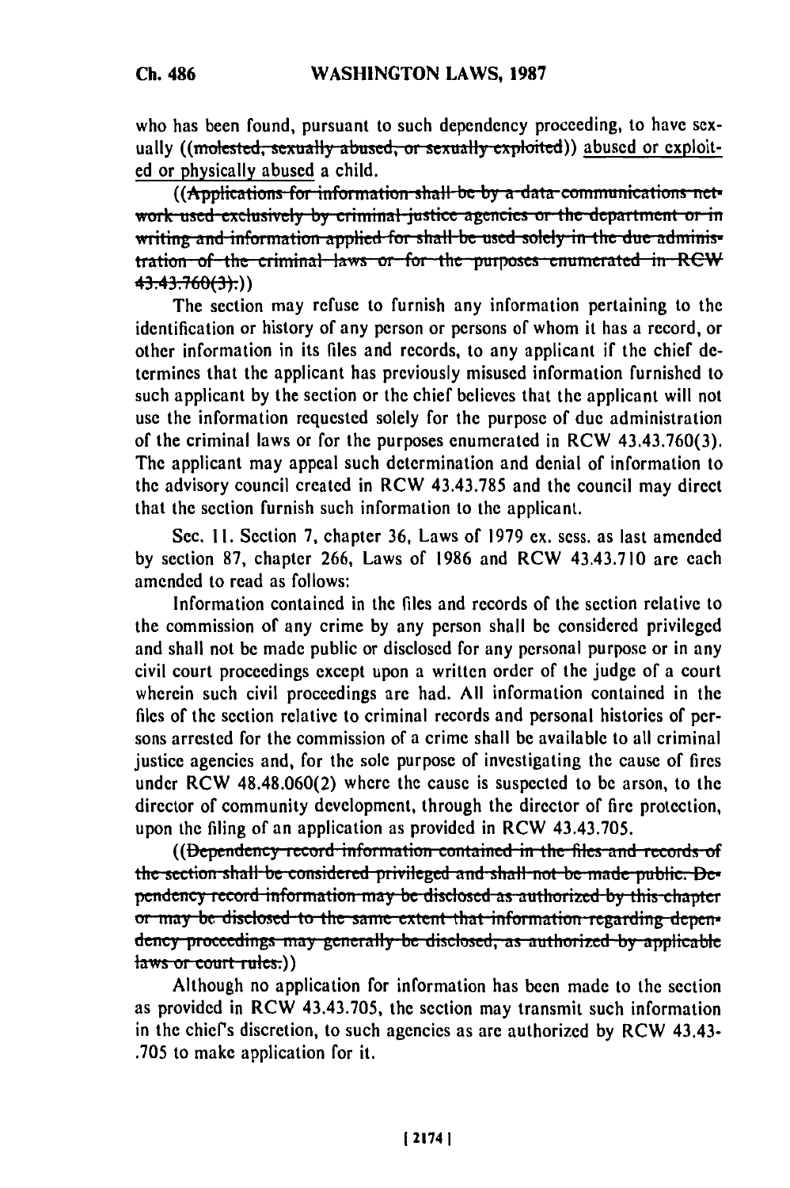who has been found, pursuant to such dependency proceeding, to have sexually ((~~molested, sexually abused, or sexually exploited~~)) abused or exploited or physically abused a child.

((~~Applications for information shall be by a data communications network used exclusively by criminal justice agencies or the department or in writing and information applied for shall be used solely in the due administration of the criminal laws or for the purposes enumerated in RCW 43.43.760(3).~~))

The section may refuse to furnish any information pertaining to the identification or history of any person or persons of whom it has a record, or other information in its files and records, to any applicant if the chief determines that the applicant has previously misused information furnished to such applicant by the section or the chief believes that the applicant will not use the information requested solely for the purpose of due administration of the criminal laws or for the purposes enumerated in RCW 43.43.760(3). The applicant may appeal such determination and denial of information to the advisory council created in RCW 43.43.785 and the council may direct that the section furnish such information to the applicant.

Sec. 11. Section 7, chapter 36, Laws of 1979 ex. sess. as last amended by section 87, chapter 266, Laws of 1986 and RCW 43.43.710 are each amended to read as follows:

Information contained in the files and records of the section relative to the commission of any crime by any person shall be considered privileged and shall not be made public or disclosed for any personal purpose or in any civil court proceedings except upon a written order of the judge of a court wherein such civil proceedings are had. All information contained in the files of the section relative to criminal records and personal histories of persons arrested for the commission of a crime shall be available to all criminal justice agencies and, for the sole purpose of investigating the cause of fires under RCW 48.48.060(2) where the cause is suspected to be arson, to the director of community development, through the director of fire protection, upon the filing of an application as provided in RCW 43.43.705.

((~~Dependency record information contained in the files and records of the section shall be considered privileged and shall not be made public. Dependency record information may be disclosed as authorized by this chapter or may be disclosed to the same extent that information regarding dependency proceedings may generally be disclosed, as authorized by applicable laws or court rules.~~))

Although no application for information has been made to the section as provided in RCW 43.43.705, the section may transmit such information in the chief's discretion, to such agencies as are authorized by RCW 43.43.705 to make application for it.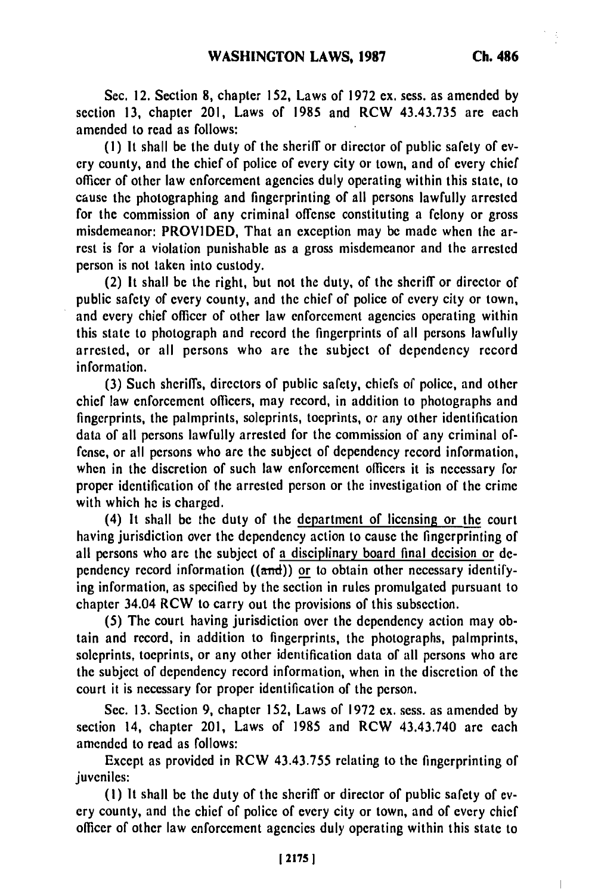Sec. 12. Section 8, chapter 152, Laws of 1972 ex. sess. as amended by section 13, chapter 201, Laws of 1985 and RCW 43.43.735 are each amended to read as follows:

(1) It shall be the duty of the sheriff or director of public safety of every county, and the chief of police of every city or town, and of every chief officer of other law enforcement agencies duly operating within this state, to cause the photographing and fingerprinting of all persons lawfully arrested for the commission of any criminal offense constituting a felony or gross misdemeanor: PROVIDED, That an exception may be made when the arrest is for a violation punishable as a gross misdemeanor and the arrested person is not taken into custody.

(2) It shall be the right, but not the duty, of the sheriff or director of public safety of every county, and the chief of police of every city or town, and every chief officer of other law enforcement agencies operating within this state to photograph and record the fingerprints of all persons lawfully arrested, or all persons who are the subject of dependency record information.

(3) Such sheriffs, directors of public safety, chiefs of police, and other chief law enforcement officers, may record, in addition to photographs and fingerprints, the palmprints, soleprints, toeprints, or any other identification data of all persons lawfully arrested for the commission of any criminal offense, or all persons who are the subject of dependency record information, when in the discretion of such law enforcement officers it is necessary for proper identification of the arrested person or the investigation of the crime with which he is charged.

(4) It shall be the duty of the <u>department of licensing or the</u> court having jurisdiction over the dependency action to cause the fingerprinting of all persons who are the subject of <u>a disciplinary board final decision or</u> dependency record information ((~~and~~)) <u>or</u> to obtain other necessary identifying information, as specified by the section in rules promulgated pursuant to chapter 34.04 RCW to carry out the provisions of this subsection.

(5) The court having jurisdiction over the dependency action may obtain and record, in addition to fingerprints, the photographs, palmprints, soleprints, toeprints, or any other identification data of all persons who are the subject of dependency record information, when in the discretion of the court it is necessary for proper identification of the person.

Sec. 13. Section 9, chapter 152, Laws of 1972 ex. sess. as amended by section 14, chapter 201, Laws of 1985 and RCW 43.43.740 are each amended to read as follows:

Except as provided in RCW 43.43.755 relating to the fingerprinting of juveniles:

(1) It shall be the duty of the sheriff or director of public safety of every county, and the chief of police of every city or town, and of every chief officer of other law enforcement agencies duly operating within this state to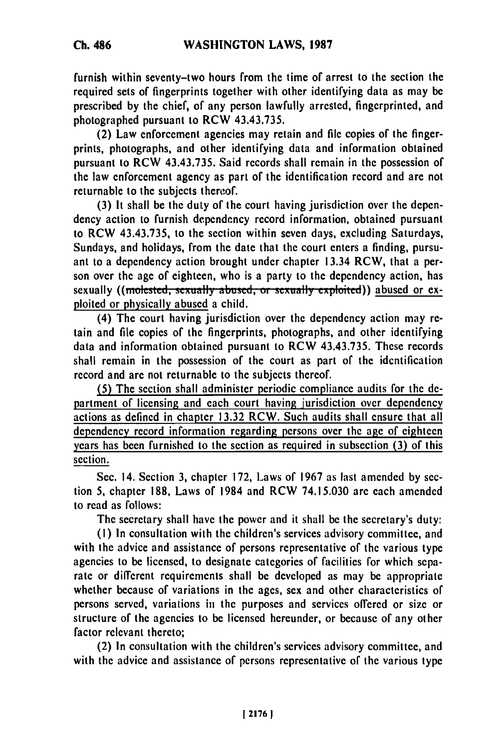furnish within seventy-two hours from the time of arrest to the section the required sets of fingerprints together with other identifying data as may be prescribed by the chief, of any person lawfully arrested, fingerprinted, and photographed pursuant to RCW 43.43.735.

(2) Law enforcement agencies may retain and file copies of the fingerprints, photographs, and other identifying data and information obtained pursuant to RCW 43.43.735. Said records shall remain in the possession of the law enforcement agency as part of the identification record and are not returnable to the subjects thereof.

(3) It shall be the duty of the court having jurisdiction over the dependency action to furnish dependency record information, obtained pursuant to RCW 43.43.735, to the section within seven days, excluding Saturdays, Sundays, and holidays, from the date that the court enters a finding, pursuant to a dependency action brought under chapter 13.34 RCW, that a person over the age of eighteen, who is a party to the dependency action, has sexually ((~~molested, sexually abused, or sexually exploited~~)) <u>abused or exploited or physically abused</u> a child.

(4) The court having jurisdiction over the dependency action may retain and file copies of the fingerprints, photographs, and other identifying data and information obtained pursuant to RCW 43.43.735. These records shall remain in the possession of the court as part of the identification record and are not returnable to the subjects thereof.

<u>(5) The section shall administer periodic compliance audits for the department of licensing and each court having jurisdiction over dependency actions as defined in chapter 13.32 RCW. Such audits shall ensure that all dependency record information regarding persons over the age of eighteen years has been furnished to the section as required in subsection (3) of this section.</u>

Sec. 14. Section 3, chapter 172, Laws of 1967 as last amended by section 5, chapter 188, Laws of 1984 and RCW 74.15.030 are each amended to read as follows:

The secretary shall have the power and it shall be the secretary's duty:

(1) In consultation with the children's services advisory committee, and with the advice and assistance of persons representative of the various type agencies to be licensed, to designate categories of facilities for which separate or different requirements shall be developed as may be appropriate whether because of variations in the ages, sex and other characteristics of persons served, variations in the purposes and services offered or size or structure of the agencies to be licensed hereunder, or because of any other factor relevant thereto;

(2) In consultation with the children's services advisory committee, and with the advice and assistance of persons representative of the various type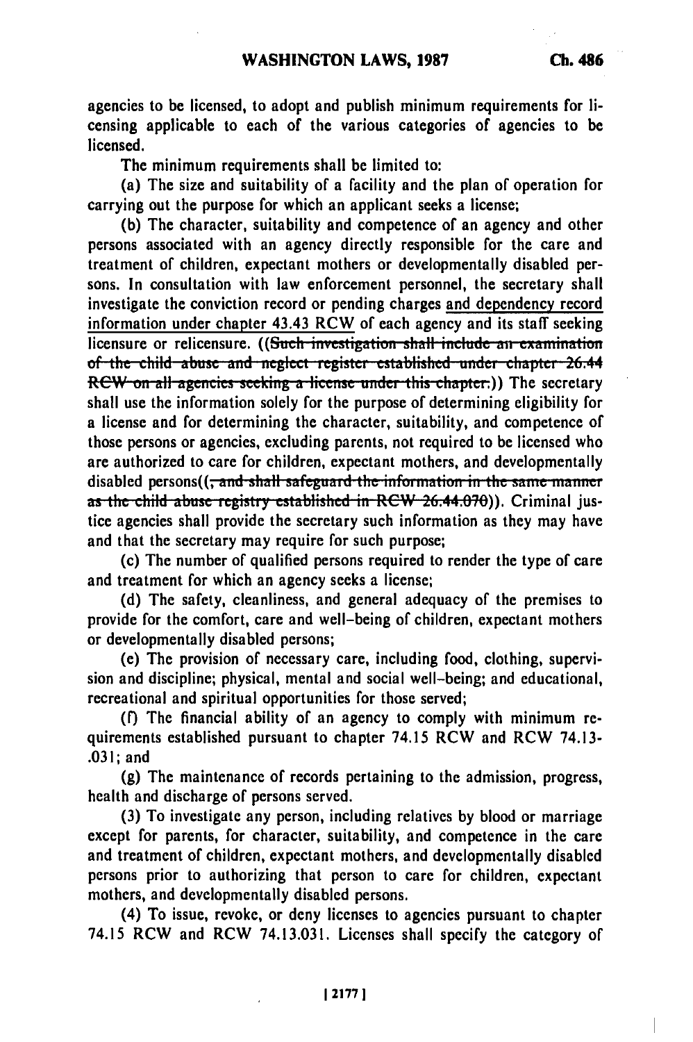agencies to be licensed, to adopt and publish minimum requirements for licensing applicable to each of the various categories of agencies to be licensed.

The minimum requirements shall be limited to:

(a) The size and suitability of a facility and the plan of operation for carrying out the purpose for which an applicant seeks a license;

(b) The character, suitability and competence of an agency and other persons associated with an agency directly responsible for the care and treatment of children, expectant mothers or developmentally disabled persons. In consultation with law enforcement personnel, the secretary shall investigate the conviction record or pending charges <u>and dependency record information under chapter 43.43 RCW</u> of each agency and its staff seeking licensure or relicensure. ((~~Such investigation shall include an examination of the child abuse and neglect register established under chapter 26.44 RCW on all agencies seeking a license under this chapter.~~)) The secretary shall use the information solely for the purpose of determining eligibility for a license and for determining the character, suitability, and competence of those persons or agencies, excluding parents, not required to be licensed who are authorized to care for children, expectant mothers, and developmentally disabled persons((~~, and shall safeguard the information in the same manner as the child abuse registry established in RCW 26.44.070~~)). Criminal justice agencies shall provide the secretary such information as they may have and that the secretary may require for such purpose;

(c) The number of qualified persons required to render the type of care and treatment for which an agency seeks a license;

(d) The safety, cleanliness, and general adequacy of the premises to provide for the comfort, care and well-being of children, expectant mothers or developmentally disabled persons;

(e) The provision of necessary care, including food, clothing, supervision and discipline; physical, mental and social well-being; and educational, recreational and spiritual opportunities for those served;

(f) The financial ability of an agency to comply with minimum requirements established pursuant to chapter 74.15 RCW and RCW 74.13.031; and

(g) The maintenance of records pertaining to the admission, progress, health and discharge of persons served.

(3) To investigate any person, including relatives by blood or marriage except for parents, for character, suitability, and competence in the care and treatment of children, expectant mothers, and developmentally disabled persons prior to authorizing that person to care for children, expectant mothers, and developmentally disabled persons.

(4) To issue, revoke, or deny licenses to agencies pursuant to chapter 74.15 RCW and RCW 74.13.031. Licenses shall specify the category of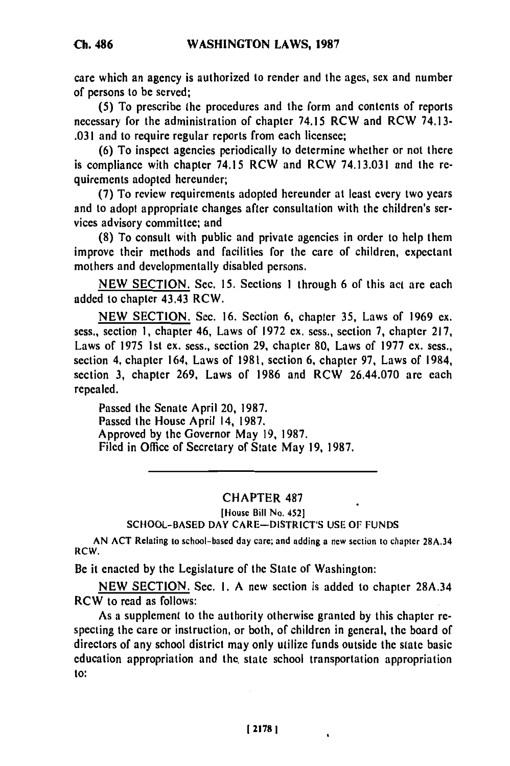care which an agency is authorized to render and the ages, sex and number of persons to be served;

(5) To prescribe the procedures and the form and contents of reports necessary for the administration of chapter 74.15 RCW and RCW 74.13-.031 and to require regular reports from each licensee;

(6) To inspect agencies periodically to determine whether or not there is compliance with chapter 74.15 RCW and RCW 74.13.031 and the requirements adopted hereunder;

(7) To review requirements adopted hereunder at least every two years and to adopt appropriate changes after consultation with the children's services advisory committee; and

(8) To consult with public and private agencies in order to help them improve their methods and facilities for the care of children, expectant mothers and developmentally disabled persons.

NEW SECTION. Sec. 15. Sections 1 through 6 of this act are each added to chapter 43.43 RCW.

NEW SECTION. Sec. 16. Section 6, chapter 35, Laws of 1969 ex. sess., section 1, chapter 46, Laws of 1972 ex. sess., section 7, chapter 217, Laws of 1975 1st ex. sess., section 29, chapter 80, Laws of 1977 ex. sess., section 4, chapter 164, Laws of 1981, section 6, chapter 97, Laws of 1984, section 3, chapter 269, Laws of 1986 and RCW 26.44.070 are each repealed.

Passed the Senate April 20, 1987.
Passed the House April 14, 1987.
Approved by the Governor May 19, 1987.
Filed in Office of Secretary of State May 19, 1987.

---

## CHAPTER 487

[House Bill No. 452]

SCHOOL-BASED DAY CARE—DISTRICT'S USE OF FUNDS

AN ACT Relating to school-based day care; and adding a new section to chapter 28A.34 RCW.

Be it enacted by the Legislature of the State of Washington:

NEW SECTION. Sec. 1. A new section is added to chapter 28A.34 RCW to read as follows:

As a supplement to the authority otherwise granted by this chapter respecting the care or instruction, or both, of children in general, the board of directors of any school district may only utilize funds outside the state basic education appropriation and the state school transportation appropriation to: